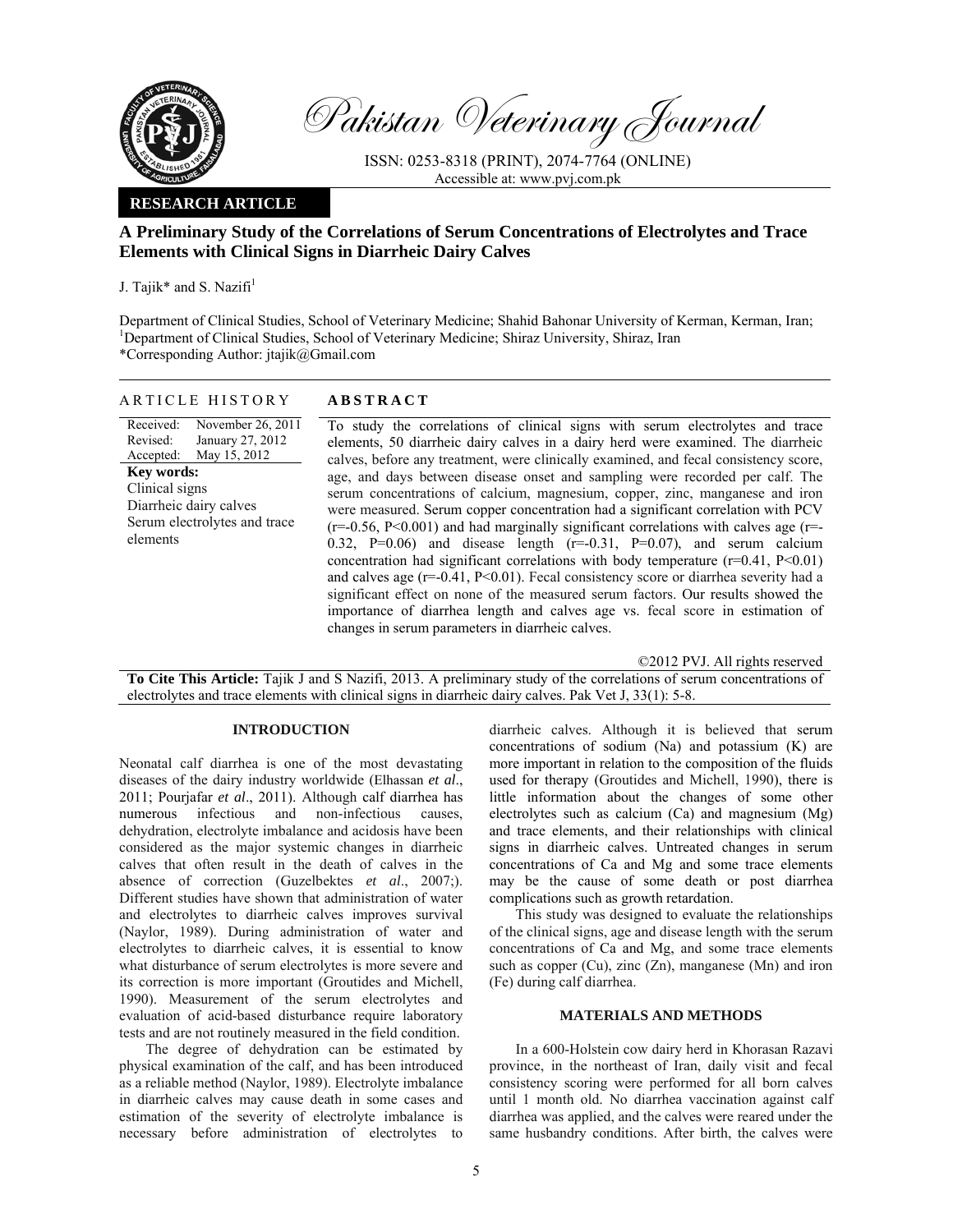Pakistan Veterinary Journal

ISSN: 0253-8318 (PRINT), 2074-7764 (ONLINE)
Accessible at: www.pvj.com.pk

**RESEARCH ARTICLE**

# A Preliminary Study of the Correlations of Serum Concentrations of Electrolytes and Trace Elements with Clinical Signs in Diarrheic Dairy Calves

J. Tajik* and S. Nazifi[1]

Department of Clinical Studies, School of Veterinary Medicine; Shahid Bahonar University of Kerman, Kerman, Iran;
[1]Department of Clinical Studies, School of Veterinary Medicine; Shiraz University, Shiraz, Iran
*Corresponding Author: jtajik@Gmail.com

## ARTICLE HISTORY

Received: November 26, 2011
Revised: January 27, 2012
Accepted: May 15, 2012

**Key words:**
Clinical signs
Diarrheic dairy calves
Serum electrolytes and trace elements

## ABSTRACT

To study the correlations of clinical signs with serum electrolytes and trace elements, 50 diarrheic dairy calves in a dairy herd were examined. The diarrheic calves, before any treatment, were clinically examined, and fecal consistency score, age, and days between disease onset and sampling were recorded per calf. The serum concentrations of calcium, magnesium, copper, zinc, manganese and iron were measured. Serum copper concentration had a significant correlation with PCV ($r=-0.56$, $P<0.001$) and had marginally significant correlations with calves age ($r=-0.32$, $P=0.06$) and disease length ($r=-0.31$, $P=0.07$), and serum calcium concentration had significant correlations with body temperature ($r=0.41$, $P<0.01$) and calves age ($r=-0.41$, $P<0.01$). Fecal consistency score or diarrhea severity had a significant effect on none of the measured serum factors. Our results showed the importance of diarrhea length and calves age vs. fecal score in estimation of changes in serum parameters in diarrheic calves.

©2012 PVJ. All rights reserved

**To Cite This Article:** Tajik J and S Nazifi, 2013. A preliminary study of the correlations of serum concentrations of electrolytes and trace elements with clinical signs in diarrheic dairy calves. Pak Vet J, 33(1): 5-8.

## INTRODUCTION

Neonatal calf diarrhea is one of the most devastating diseases of the dairy industry worldwide (Elhassan *et al*., 2011; Pourjafar *et al*., 2011). Although calf diarrhea has numerous infectious and non-infectious causes, dehydration, electrolyte imbalance and acidosis have been considered as the major systemic changes in diarrheic calves that often result in the death of calves in the absence of correction (Guzelbektes *et al*., 2007;). Different studies have shown that administration of water and electrolytes to diarrheic calves improves survival (Naylor, 1989). During administration of water and electrolytes to diarrheic calves, it is essential to know what disturbance of serum electrolytes is more severe and its correction is more important (Groutides and Michell, 1990). Measurement of the serum electrolytes and evaluation of acid-based disturbance require laboratory tests and are not routinely measured in the field condition.

The degree of dehydration can be estimated by physical examination of the calf, and has been introduced as a reliable method (Naylor, 1989). Electrolyte imbalance in diarrheic calves may cause death in some cases and estimation of the severity of electrolyte imbalance is necessary before administration of electrolytes to diarrheic calves. Although it is believed that serum concentrations of sodium (Na) and potassium (K) are more important in relation to the composition of the fluids used for therapy (Groutides and Michell, 1990), there is little information about the changes of some other electrolytes such as calcium (Ca) and magnesium (Mg) and trace elements, and their relationships with clinical signs in diarrheic calves. Untreated changes in serum concentrations of Ca and Mg and some trace elements may be the cause of some death or post diarrhea complications such as growth retardation.

This study was designed to evaluate the relationships of the clinical signs, age and disease length with the serum concentrations of Ca and Mg, and some trace elements such as copper (Cu), zinc (Zn), manganese (Mn) and iron (Fe) during calf diarrhea.

## MATERIALS AND METHODS

In a 600-Holstein cow dairy herd in Khorasan Razavi province, in the northeast of Iran, daily visit and fecal consistency scoring were performed for all born calves until 1 month old. No diarrhea vaccination against calf diarrhea was applied, and the calves were reared under the same husbandry conditions. After birth, the calves were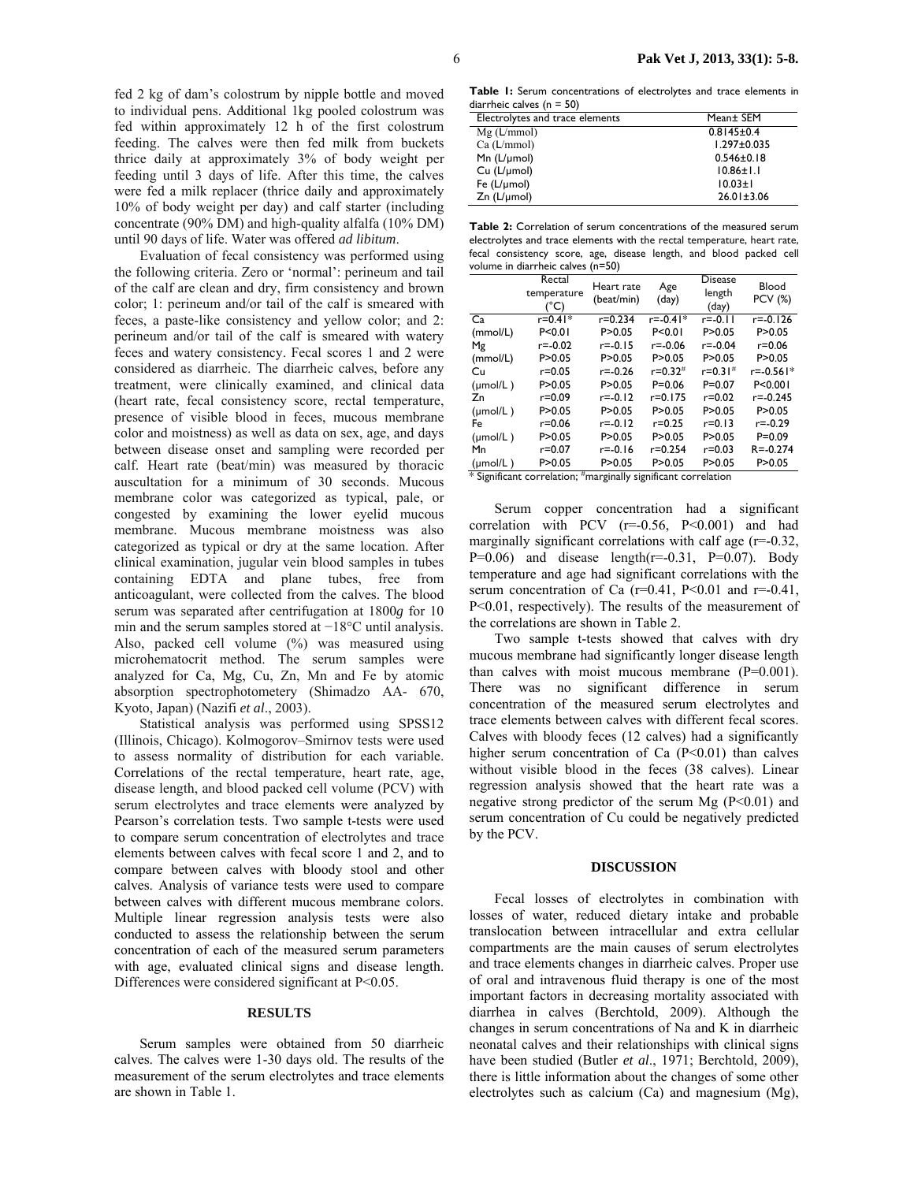fed 2 kg of dam's colostrum by nipple bottle and moved to individual pens. Additional 1kg pooled colostrum was fed within approximately 12 h of the first colostrum feeding. The calves were then fed milk from buckets thrice daily at approximately 3% of body weight per feeding until 3 days of life. After this time, the calves were fed a milk replacer (thrice daily and approximately 10% of body weight per day) and calf starter (including concentrate (90% DM) and high-quality alfalfa (10% DM) until 90 days of life. Water was offered *ad libitum*.

Evaluation of fecal consistency was performed using the following criteria. Zero or 'normal': perineum and tail of the calf are clean and dry, firm consistency and brown color; 1: perineum and/or tail of the calf is smeared with feces, a paste-like consistency and yellow color; and 2: perineum and/or tail of the calf is smeared with watery feces and watery consistency. Fecal scores 1 and 2 were considered as diarrheic. The diarrheic calves, before any treatment, were clinically examined, and clinical data (heart rate, fecal consistency score, rectal temperature, presence of visible blood in feces, mucous membrane color and moistness) as well as data on sex, age, and days between disease onset and sampling were recorded per calf. Heart rate (beat/min) was measured by thoracic auscultation for a minimum of 30 seconds. Mucous membrane color was categorized as typical, pale, or congested by examining the lower eyelid mucous membrane. Mucous membrane moistness was also categorized as typical or dry at the same location. After clinical examination, jugular vein blood samples in tubes containing EDTA and plane tubes, free from anticoagulant, were collected from the calves. The blood serum was separated after centrifugation at 1800*g* for 10 min and the serum samples stored at −18°C until analysis. Also, packed cell volume (%) was measured using microhematocrit method. The serum samples were analyzed for Ca, Mg, Cu, Zn, Mn and Fe by atomic absorption spectrophotometery (Shimadzo AA- 670, Kyoto, Japan) (Nazifi *et al*., 2003).

Statistical analysis was performed using SPSS12 (Illinois, Chicago). Kolmogorov–Smirnov tests were used to assess normality of distribution for each variable. Correlations of the rectal temperature, heart rate, age, disease length, and blood packed cell volume (PCV) with serum electrolytes and trace elements were analyzed by Pearson's correlation tests. Two sample t-tests were used to compare serum concentration of electrolytes and trace elements between calves with fecal score 1 and 2, and to compare between calves with bloody stool and other calves. Analysis of variance tests were used to compare between calves with different mucous membrane colors. Multiple linear regression analysis tests were also conducted to assess the relationship between the serum concentration of each of the measured serum parameters with age, evaluated clinical signs and disease length. Differences were considered significant at P<0.05.

## RESULTS

Serum samples were obtained from 50 diarrheic calves. The calves were 1-30 days old. The results of the measurement of the serum electrolytes and trace elements are shown in Table 1.

**Table 1:** Serum concentrations of electrolytes and trace elements in diarrheic calves (n = 50)

| Electrolytes and trace elements | Mean± SEM |
|---|---|
| Mg (L/mmol) | 0.8145±0.4 |
| Ca (L/mmol) | 1.297±0.035 |
| Mn (L/µmol) | 0.546±0.18 |
| Cu (L/µmol) | 10.86±1.1 |
| Fe (L/µmol) | 10.03±1 |
| Zn (L/µmol) | 26.01±3.06 |

**Table 2:** Correlation of serum concentrations of the measured serum electrolytes and trace elements with the rectal temperature, heart rate, fecal consistency score, age, disease length, and blood packed cell volume in diarrheic calves (n=50)

| | Rectal temperature (°C) | Heart rate (beat/min) | Age (day) | Disease length (day) | Blood PCV (%) |
|---|---|---|---|---|---|
| Ca | r=0.41* | r=0.234 | r=-0.41* | r=-0.11 | r=-0.126 |
| (mmol/L) | P<0.01 | P>0.05 | P<0.01 | P>0.05 | P>0.05 |
| Mg | r=-0.02 | r=-0.15 | r=-0.06 | r=-0.04 | r=0.06 |
| (mmol/L) | P>0.05 | P>0.05 | P>0.05 | P>0.05 | P>0.05 |
| Cu | r=0.05 | r=-0.26 | r=0.32# | r=0.31# | r=-0.561* |
| (µmol/L ) | P>0.05 | P>0.05 | P=0.06 | P=0.07 | P<0.001 |
| Zn | r=0.09 | r=-0.12 | r=0.175 | r=0.02 | r=-0.245 |
| (µmol/L ) | P>0.05 | P>0.05 | P>0.05 | P>0.05 | P>0.05 |
| Fe | r=0.06 | r=-0.12 | r=0.25 | r=0.13 | r=-0.29 |
| (µmol/L ) | P>0.05 | P>0.05 | P>0.05 | P>0.05 | P=0.09 |
| Mn | r=0.07 | r=-0.16 | r=0.254 | r=0.03 | R=-0.274 |
| (µmol/L ) | P>0.05 | P>0.05 | P>0.05 | P>0.05 | P>0.05 |

\* Significant correlation; #marginally significant correlation

Serum copper concentration had a significant correlation with PCV (r=-0.56, P<0.001) and had marginally significant correlations with calf age (r=-0.32, P=0.06) and disease length(r=-0.31, P=0.07). Body temperature and age had significant correlations with the serum concentration of Ca (r=0.41, P<0.01 and r=-0.41, P<0.01, respectively). The results of the measurement of the correlations are shown in Table 2.

Two sample t-tests showed that calves with dry mucous membrane had significantly longer disease length than calves with moist mucous membrane (P=0.001). There was no significant difference in serum concentration of the measured serum electrolytes and trace elements between calves with different fecal scores. Calves with bloody feces (12 calves) had a significantly higher serum concentration of Ca (P<0.01) than calves without visible blood in the feces (38 calves). Linear regression analysis showed that the heart rate was a negative strong predictor of the serum Mg (P<0.01) and serum concentration of Cu could be negatively predicted by the PCV.

## DISCUSSION

Fecal losses of electrolytes in combination with losses of water, reduced dietary intake and probable translocation between intracellular and extra cellular compartments are the main causes of serum electrolytes and trace elements changes in diarrheic calves. Proper use of oral and intravenous fluid therapy is one of the most important factors in decreasing mortality associated with diarrhea in calves (Berchtold, 2009). Although the changes in serum concentrations of Na and K in diarrheic neonatal calves and their relationships with clinical signs have been studied (Butler *et al*., 1971; Berchtold, 2009), there is little information about the changes of some other electrolytes such as calcium (Ca) and magnesium (Mg),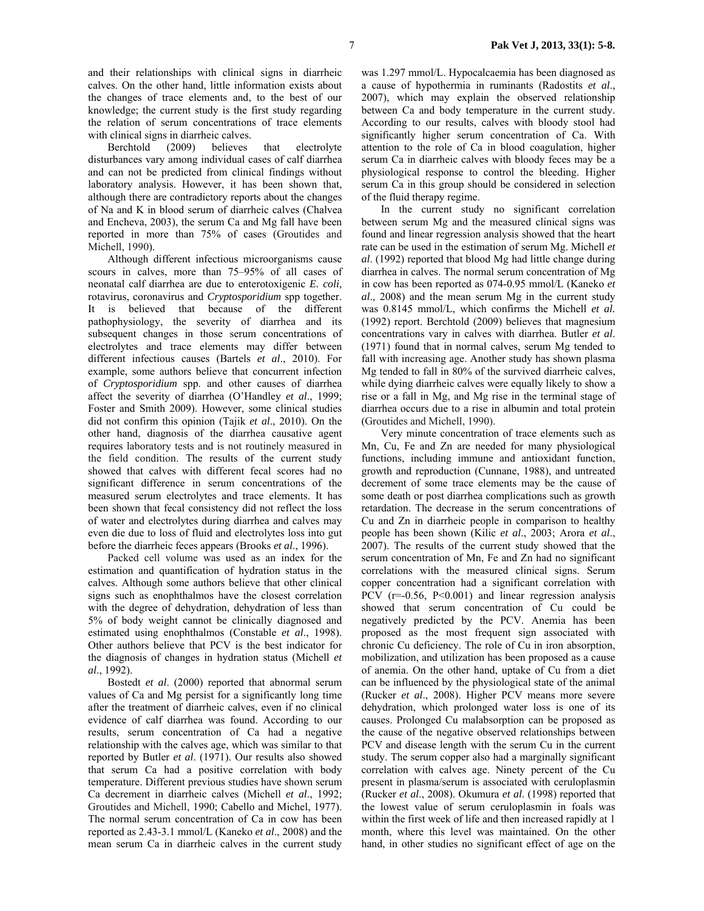and their relationships with clinical signs in diarrheic calves. On the other hand, little information exists about the changes of trace elements and, to the best of our knowledge; the current study is the first study regarding the relation of serum concentrations of trace elements with clinical signs in diarrheic calves.

Berchtold (2009) believes that electrolyte disturbances vary among individual cases of calf diarrhea and can not be predicted from clinical findings without laboratory analysis. However, it has been shown that, although there are contradictory reports about the changes of Na and K in blood serum of diarrheic calves (Chalvea and Encheva, 2003), the serum Ca and Mg fall have been reported in more than 75% of cases (Groutides and Michell, 1990).

Although different infectious microorganisms cause scours in calves, more than 75–95% of all cases of neonatal calf diarrhea are due to enterotoxigenic *E. coli*, rotavirus, coronavirus and *Cryptosporidium* spp together. It is believed that because of the different pathophysiology, the severity of diarrhea and its subsequent changes in those serum concentrations of electrolytes and trace elements may differ between different infectious causes (Bartels *et al*., 2010). For example, some authors believe that concurrent infection of *Cryptosporidium* spp. and other causes of diarrhea affect the severity of diarrhea (O'Handley *et al*., 1999; Foster and Smith 2009). However, some clinical studies did not confirm this opinion (Tajik *et al*., 2010). On the other hand, diagnosis of the diarrhea causative agent requires laboratory tests and is not routinely measured in the field condition. The results of the current study showed that calves with different fecal scores had no significant difference in serum concentrations of the measured serum electrolytes and trace elements. It has been shown that fecal consistency did not reflect the loss of water and electrolytes during diarrhea and calves may even die due to loss of fluid and electrolytes loss into gut before the diarrheic feces appears (Brooks *et al*., 1996).

Packed cell volume was used as an index for the estimation and quantification of hydration status in the calves. Although some authors believe that other clinical signs such as enophthalmos have the closest correlation with the degree of dehydration, dehydration of less than 5% of body weight cannot be clinically diagnosed and estimated using enophthalmos (Constable *et al*., 1998). Other authors believe that PCV is the best indicator for the diagnosis of changes in hydration status (Michell *et al*., 1992).

Bostedt *et al*. (2000) reported that abnormal serum values of Ca and Mg persist for a significantly long time after the treatment of diarrheic calves, even if no clinical evidence of calf diarrhea was found. According to our results, serum concentration of Ca had a negative relationship with the calves age, which was similar to that reported by Butler *et al*. (1971). Our results also showed that serum Ca had a positive correlation with body temperature. Different previous studies have shown serum Ca decrement in diarrheic calves (Michell *et al*., 1992; Groutides and Michell, 1990; Cabello and Michel, 1977). The normal serum concentration of Ca in cow has been reported as 2.43-3.1 mmol/L (Kaneko *et al*., 2008) and the mean serum Ca in diarrheic calves in the current study was 1.297 mmol/L. Hypocalcaemia has been diagnosed as a cause of hypothermia in ruminants (Radostits *et al*., 2007), which may explain the observed relationship between Ca and body temperature in the current study. According to our results, calves with bloody stool had significantly higher serum concentration of Ca. With attention to the role of Ca in blood coagulation, higher serum Ca in diarrheic calves with bloody feces may be a physiological response to control the bleeding. Higher serum Ca in this group should be considered in selection of the fluid therapy regime.

In the current study no significant correlation between serum Mg and the measured clinical signs was found and linear regression analysis showed that the heart rate can be used in the estimation of serum Mg. Michell *et al*. (1992) reported that blood Mg had little change during diarrhea in calves. The normal serum concentration of Mg in cow has been reported as 074-0.95 mmol/L (Kaneko *et al*., 2008) and the mean serum Mg in the current study was 0.8145 mmol/L, which confirms the Michell *et al.* (1992) report. Berchtold (2009) believes that magnesium concentrations vary in calves with diarrhea. Butler *et al*. (1971) found that in normal calves, serum Mg tended to fall with increasing age. Another study has shown plasma Mg tended to fall in 80% of the survived diarrheic calves, while dying diarrheic calves were equally likely to show a rise or a fall in Mg, and Mg rise in the terminal stage of diarrhea occurs due to a rise in albumin and total protein (Groutides and Michell, 1990).

Very minute concentration of trace elements such as Mn, Cu, Fe and Zn are needed for many physiological functions, including immune and antioxidant function, growth and reproduction (Cunnane, 1988), and untreated decrement of some trace elements may be the cause of some death or post diarrhea complications such as growth retardation. The decrease in the serum concentrations of Cu and Zn in diarrheic people in comparison to healthy people has been shown (Kilic *et al*., 2003; Arora *et al*., 2007). The results of the current study showed that the serum concentration of Mn, Fe and Zn had no significant correlations with the measured clinical signs. Serum copper concentration had a significant correlation with PCV ($r=-0.56$, $P<0.001$) and linear regression analysis showed that serum concentration of Cu could be negatively predicted by the PCV. Anemia has been proposed as the most frequent sign associated with chronic Cu deficiency. The role of Cu in iron absorption, mobilization, and utilization has been proposed as a cause of anemia. On the other hand, uptake of Cu from a diet can be influenced by the physiological state of the animal (Rucker *et al*., 2008). Higher PCV means more severe dehydration, which prolonged water loss is one of its causes. Prolonged Cu malabsorption can be proposed as the cause of the negative observed relationships between PCV and disease length with the serum Cu in the current study. The serum copper also had a marginally significant correlation with calves age. Ninety percent of the Cu present in plasma/serum is associated with ceruloplasmin (Rucker *et al*., 2008). Okumura *et al*. (1998) reported that the lowest value of serum ceruloplasmin in foals was within the first week of life and then increased rapidly at 1 month, where this level was maintained. On the other hand, in other studies no significant effect of age on the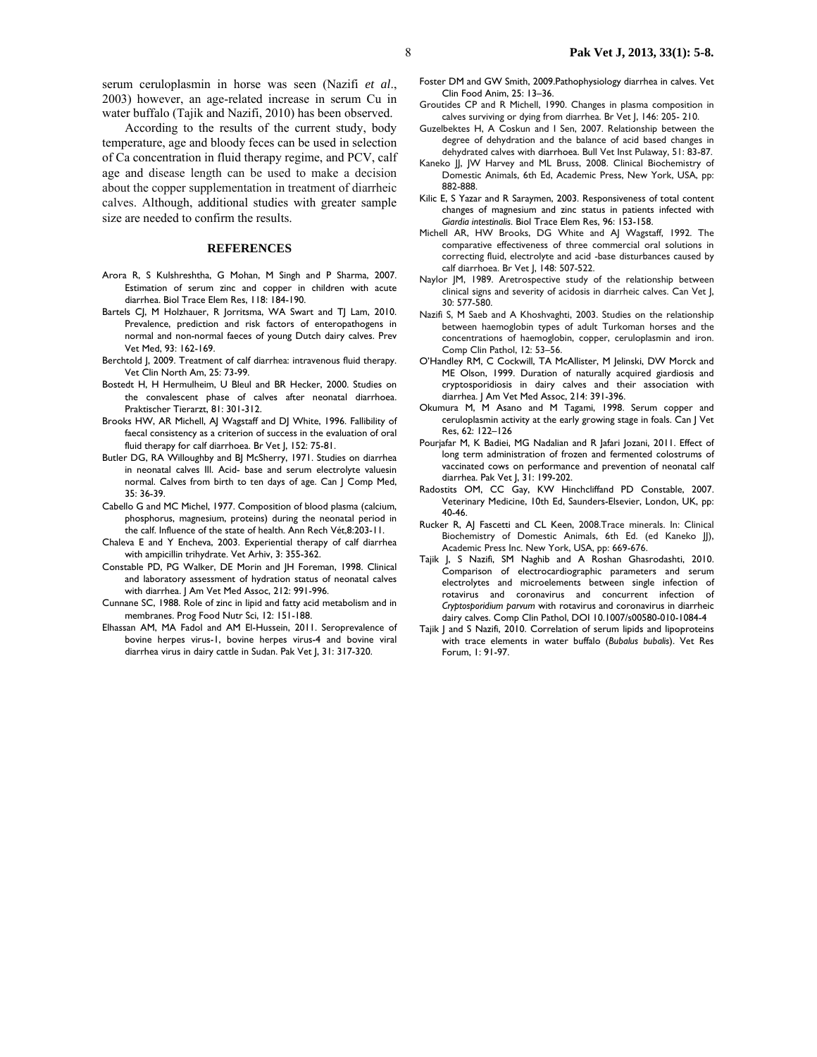serum ceruloplasmin in horse was seen (Nazifi *et al*., 2003) however, an age-related increase in serum Cu in water buffalo (Tajik and Nazifi, 2010) has been observed.

According to the results of the current study, body temperature, age and bloody feces can be used in selection of Ca concentration in fluid therapy regime, and PCV, calf age and disease length can be used to make a decision about the copper supplementation in treatment of diarrheic calves. Although, additional studies with greater sample size are needed to confirm the results.

## REFERENCES

Arora R, S Kulshreshtha, G Mohan, M Singh and P Sharma, 2007. Estimation of serum zinc and copper in children with acute diarrhea. Biol Trace Elem Res, 118: 184-190.

Bartels CJ, M Holzhauer, R Jorritsma, WA Swart and TJ Lam, 2010. Prevalence, prediction and risk factors of enteropathogens in normal and non-normal faeces of young Dutch dairy calves. Prev Vet Med, 93: 162-169.

Berchtold J, 2009. Treatment of calf diarrhea: intravenous fluid therapy. Vet Clin North Am, 25: 73-99.

Bostedt H, H Hermulheim, U Bleul and BR Hecker, 2000. Studies on the convalescent phase of calves after neonatal diarrhoea. Praktischer Tierarzt, 81: 301-312.

Brooks HW, AR Michell, AJ Wagstaff and DJ White, 1996. Fallibility of faecal consistency as a criterion of success in the evaluation of oral fluid therapy for calf diarrhoea. Br Vet J, 152: 75-81.

Butler DG, RA Willoughby and BJ McSherry, 1971. Studies on diarrhea in neonatal calves III. Acid- base and serum electrolyte valuesin normal. Calves from birth to ten days of age. Can J Comp Med, 35: 36-39.

Cabello G and MC Michel, 1977. Composition of blood plasma (calcium, phosphorus, magnesium, proteins) during the neonatal period in the calf. Influence of the state of health. Ann Rech Vét,8:203-11.

Chaleva E and Y Encheva, 2003. Experiential therapy of calf diarrhea with ampicillin trihydrate. Vet Arhiv, 3: 355-362.

Constable PD, PG Walker, DE Morin and JH Foreman, 1998. Clinical and laboratory assessment of hydration status of neonatal calves with diarrhea. J Am Vet Med Assoc, 212: 991-996.

Cunnane SC, 1988. Role of zinc in lipid and fatty acid metabolism and in membranes. Prog Food Nutr Sci, 12: 151-188.

Elhassan AM, MA Fadol and AM El-Hussein, 2011. Seroprevalence of bovine herpes virus-1, bovine herpes virus-4 and bovine viral diarrhea virus in dairy cattle in Sudan. Pak Vet J, 31: 317-320.

Foster DM and GW Smith, 2009.Pathophysiology diarrhea in calves. Vet Clin Food Anim, 25: 13–36.

Groutides CP and R Michell, 1990. Changes in plasma composition in calves surviving or dying from diarrhea. Br Vet J, 146: 205- 210.

Guzelbektes H, A Coskun and I Sen, 2007. Relationship between the degree of dehydration and the balance of acid based changes in dehydrated calves with diarrhoea. Bull Vet Inst Pulaway, 51: 83-87.

Kaneko JJ, JW Harvey and ML Bruss, 2008. Clinical Biochemistry of Domestic Animals, 6th Ed, Academic Press, New York, USA, pp: 882-888.

Kilic E, S Yazar and R Saraymen, 2003. Responsiveness of total content changes of magnesium and zinc status in patients infected with *Giardia intestinalis*. Biol Trace Elem Res, 96: 153-158.

Michell AR, HW Brooks, DG White and AJ Wagstaff, 1992. The comparative effectiveness of three commercial oral solutions in correcting fluid, electrolyte and acid -base disturbances caused by calf diarrhoea. Br Vet J, 148: 507-522.

Naylor JM, 1989. Aretrospective study of the relationship between clinical signs and severity of acidosis in diarrheic calves. Can Vet J, 30: 577-580.

Nazifi S, M Saeb and A Khoshvaghti, 2003. Studies on the relationship between haemoglobin types of adult Turkoman horses and the concentrations of haemoglobin, copper, ceruloplasmin and iron. Comp Clin Pathol, 12: 53–56.

O'Handley RM, C Cockwill, TA McAllister, M Jelinski, DW Morck and ME Olson, 1999. Duration of naturally acquired giardiosis and cryptosporidiosis in dairy calves and their association with diarrhea. J Am Vet Med Assoc, 214: 391-396.

Okumura M, M Asano and M Tagami, 1998. Serum copper and ceruloplasmin activity at the early growing stage in foals. Can J Vet Res, 62: 122–126

Pourjafar M, K Badiei, MG Nadalian and R Jafari Jozani, 2011. Effect of long term administration of frozen and fermented colostrums of vaccinated cows on performance and prevention of neonatal calf diarrhea. Pak Vet J, 31: 199-202.

Radostits OM, CC Gay, KW Hinchcliffand PD Constable, 2007. Veterinary Medicine, 10th Ed, Saunders-Elsevier, London, UK, pp: 40-46.

Rucker R, AJ Fascetti and CL Keen, 2008.Trace minerals. In: Clinical Biochemistry of Domestic Animals, 6th Ed. (ed Kaneko JJ), Academic Press Inc. New York, USA, pp: 669-676.

Tajik J, S Nazifi, SM Naghib and A Roshan Ghasrodashti, 2010. Comparison of electrocardiographic parameters and serum electrolytes and microelements between single infection of rotavirus and coronavirus and concurrent infection of *Cryptosporidium parvum* with rotavirus and coronavirus in diarrheic dairy calves. Comp Clin Pathol, DOI 10.1007/s00580-010-1084-4

Tajik J and S Nazifi, 2010. Correlation of serum lipids and lipoproteins with trace elements in water buffalo (*Bubalus bubalis*). Vet Res Forum, 1: 91-97.